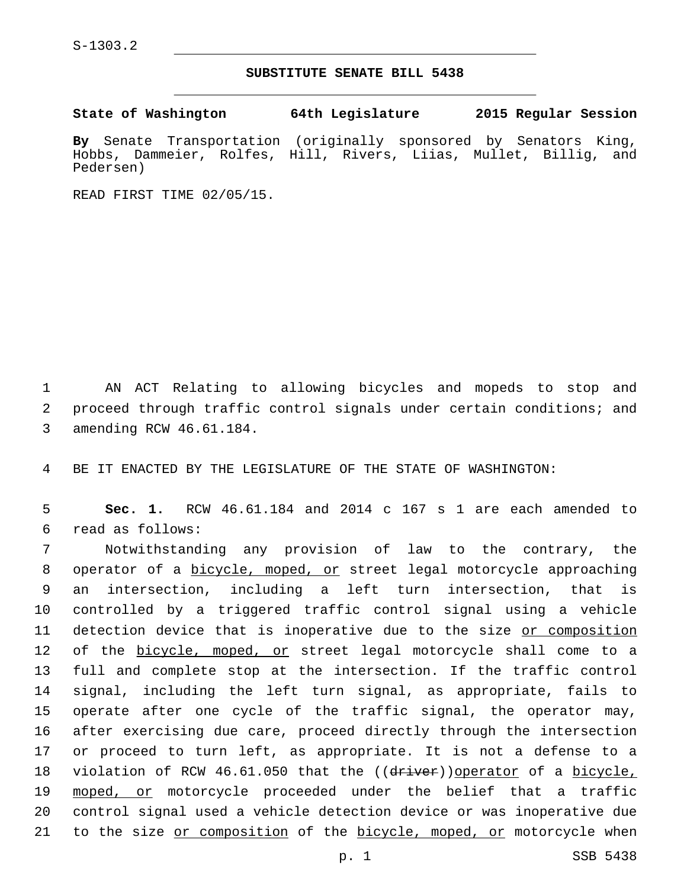S-1303.2

## SUBSTITUTE SENATE BILL 5438

**State of Washington 64th Legislature 2015 Regular Session**

**By** Senate Transportation (originally sponsored by Senators King, Hobbs, Dammeier, Rolfes, Hill, Rivers, Liias, Mullet, Billig, and Pedersen)

READ FIRST TIME 02/05/15.

AN ACT Relating to allowing bicycles and mopeds to stop and proceed through traffic control signals under certain conditions; and amending RCW 46.61.184.

BE IT ENACTED BY THE LEGISLATURE OF THE STATE OF WASHINGTON:

**Sec. 1.** RCW 46.61.184 and 2014 c 167 s 1 are each amended to read as follows:

Notwithstanding any provision of law to the contrary, the operator of a <u>bicycle, moped, or</u> street legal motorcycle approaching an intersection, including a left turn intersection, that is controlled by a triggered traffic control signal using a vehicle detection device that is inoperative due to the size <u>or composition</u> of the <u>bicycle, moped, or</u> street legal motorcycle shall come to a full and complete stop at the intersection. If the traffic control signal, including the left turn signal, as appropriate, fails to operate after one cycle of the traffic signal, the operator may, after exercising due care, proceed directly through the intersection or proceed to turn left, as appropriate. It is not a defense to a violation of RCW 46.61.050 that the ((~~driver~~))<u>operator</u> of a <u>bicycle, moped, or</u> motorcycle proceeded under the belief that a traffic control signal used a vehicle detection device or was inoperative due to the size <u>or composition</u> of the <u>bicycle, moped, or</u> motorcycle when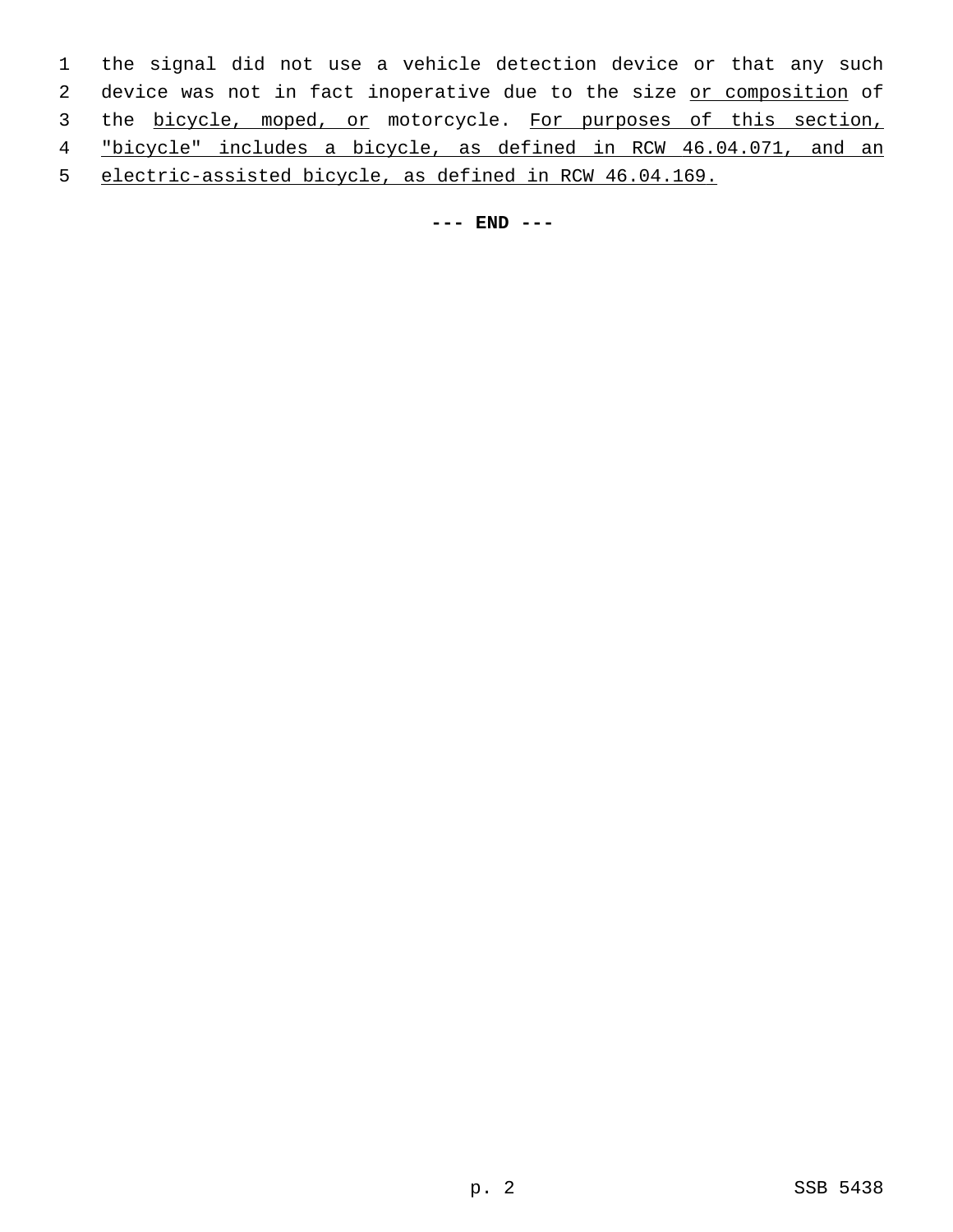the signal did not use a vehicle detection device or that any such device was not in fact inoperative due to the size <u>or composition</u> of the <u>bicycle, moped, or</u> motorcycle. <u>For purposes of this section, "bicycle" includes a bicycle, as defined in RCW 46.04.071, and an electric-assisted bicycle, as defined in RCW 46.04.169.</u>

**--- END ---**